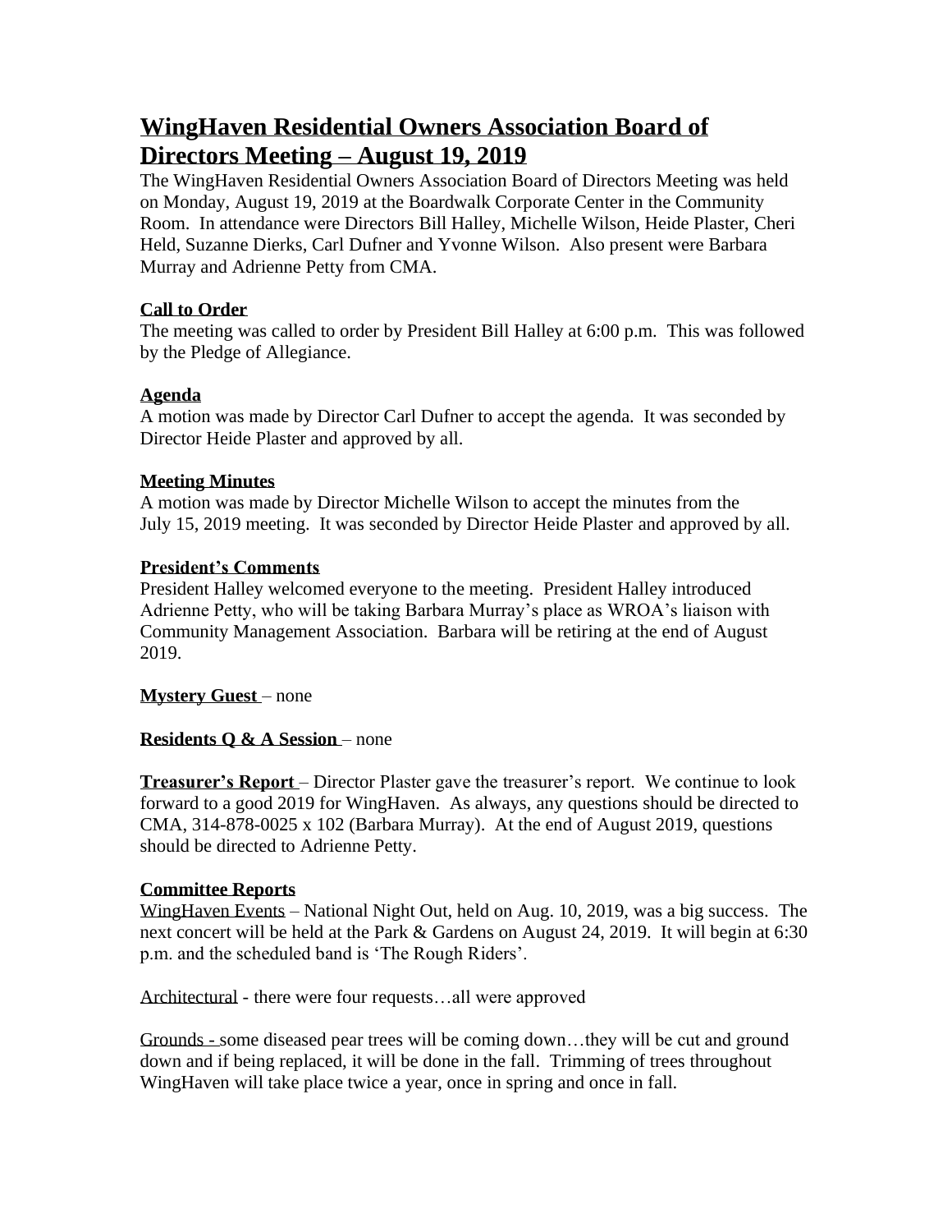# WingHaven Residential Owners Association Board of Directors Meeting – August 19, 2019

The WingHaven Residential Owners Association Board of Directors Meeting was held on Monday, August 19, 2019 at the Boardwalk Corporate Center in the Community Room. In attendance were Directors Bill Halley, Michelle Wilson, Heide Plaster, Cheri Held, Suzanne Dierks, Carl Dufner and Yvonne Wilson. Also present were Barbara Murray and Adrienne Petty from CMA.

### Call to Order

The meeting was called to order by President Bill Halley at 6:00 p.m. This was followed by the Pledge of Allegiance.

### Agenda

A motion was made by Director Carl Dufner to accept the agenda. It was seconded by Director Heide Plaster and approved by all.

### Meeting Minutes

A motion was made by Director Michelle Wilson to accept the minutes from the July 15, 2019 meeting. It was seconded by Director Heide Plaster and approved by all.

### President's Comments

President Halley welcomed everyone to the meeting. President Halley introduced Adrienne Petty, who will be taking Barbara Murray's place as WROA's liaison with Community Management Association. Barbara will be retiring at the end of August 2019.

**Mystery Guest** – none

**Residents Q & A Session** – none

**Treasurer's Report** – Director Plaster gave the treasurer's report. We continue to look forward to a good 2019 for WingHaven. As always, any questions should be directed to CMA, 314-878-0025 x 102 (Barbara Murray). At the end of August 2019, questions should be directed to Adrienne Petty.

### Committee Reports

WingHaven Events – National Night Out, held on Aug. 10, 2019, was a big success. The next concert will be held at the Park & Gardens on August 24, 2019. It will begin at 6:30 p.m. and the scheduled band is 'The Rough Riders'.

Architectural - there were four requests…all were approved

Grounds - some diseased pear trees will be coming down…they will be cut and ground down and if being replaced, it will be done in the fall. Trimming of trees throughout WingHaven will take place twice a year, once in spring and once in fall.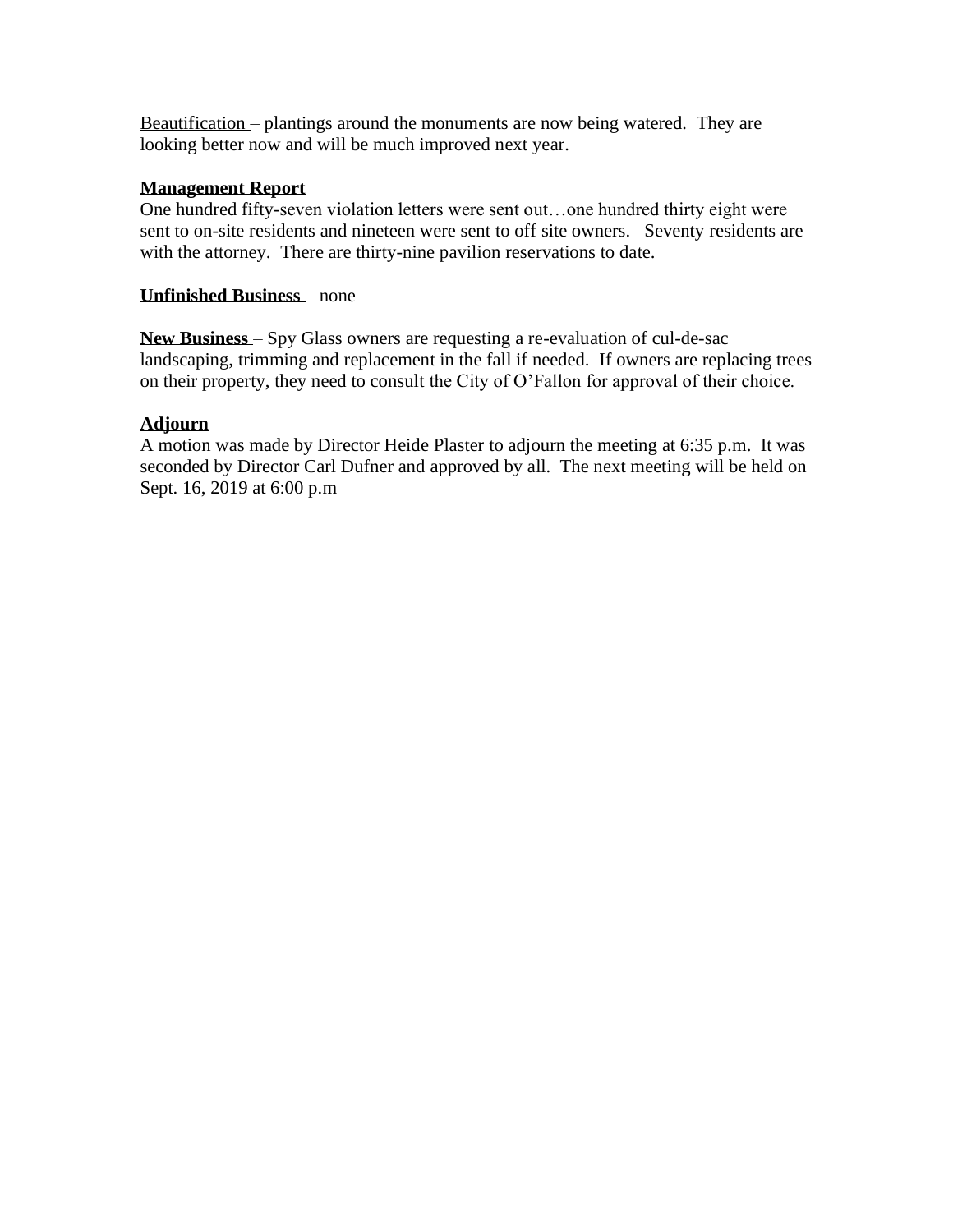Beautification – plantings around the monuments are now being watered. They are looking better now and will be much improved next year.

**Management Report**
One hundred fifty-seven violation letters were sent out…one hundred thirty eight were sent to on-site residents and nineteen were sent to off site owners. Seventy residents are with the attorney. There are thirty-nine pavilion reservations to date.

**Unfinished Business** – none

**New Business** – Spy Glass owners are requesting a re-evaluation of cul-de-sac landscaping, trimming and replacement in the fall if needed. If owners are replacing trees on their property, they need to consult the City of O'Fallon for approval of their choice.

**Adjourn**
A motion was made by Director Heide Plaster to adjourn the meeting at 6:35 p.m. It was seconded by Director Carl Dufner and approved by all. The next meeting will be held on Sept. 16, 2019 at 6:00 p.m